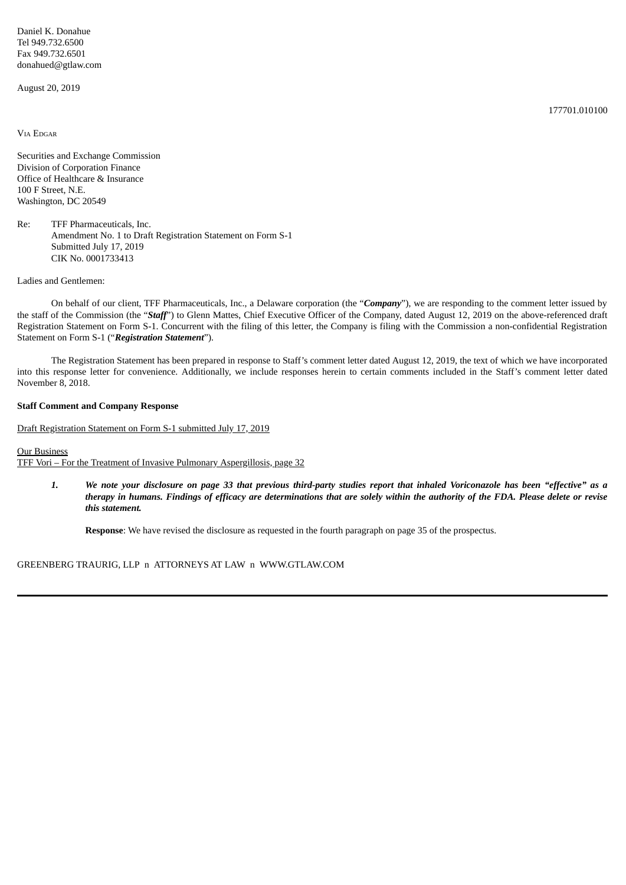Daniel K. Donahue
Tel 949.732.6500
Fax 949.732.6501
donahued@gtlaw.com

August 20, 2019

177701.010100

VIA EDGAR

Securities and Exchange Commission
Division of Corporation Finance
Office of Healthcare & Insurance
100 F Street, N.E.
Washington, DC 20549

Re: TFF Pharmaceuticals, Inc.
Amendment No. 1 to Draft Registration Statement on Form S-1
Submitted July 17, 2019
CIK No. 0001733413

Ladies and Gentlemen:

On behalf of our client, TFF Pharmaceuticals, Inc., a Delaware corporation (the "***Company***"), we are responding to the comment letter issued by the staff of the Commission (the "***Staff***") to Glenn Mattes, Chief Executive Officer of the Company, dated August 12, 2019 on the above-referenced draft Registration Statement on Form S-1. Concurrent with the filing of this letter, the Company is filing with the Commission a non-confidential Registration Statement on Form S-1 ("***Registration Statement***").

The Registration Statement has been prepared in response to Staff's comment letter dated August 12, 2019, the text of which we have incorporated into this response letter for convenience. Additionally, we include responses herein to certain comments included in the Staff's comment letter dated November 8, 2018.

**Staff Comment and Company Response**

Draft Registration Statement on Form S-1 submitted July 17, 2019

Our Business
TFF Vori – For the Treatment of Invasive Pulmonary Aspergillosis, page 32

1. ***We note your disclosure on page 33 that previous third-party studies report that inhaled Voriconazole has been "effective" as a therapy in humans. Findings of efficacy are determinations that are solely within the authority of the FDA. Please delete or revise this statement.***

   **Response**: We have revised the disclosure as requested in the fourth paragraph on page 35 of the prospectus.

GREENBERG TRAURIG, LLP n ATTORNEYS AT LAW n WWW.GTLAW.COM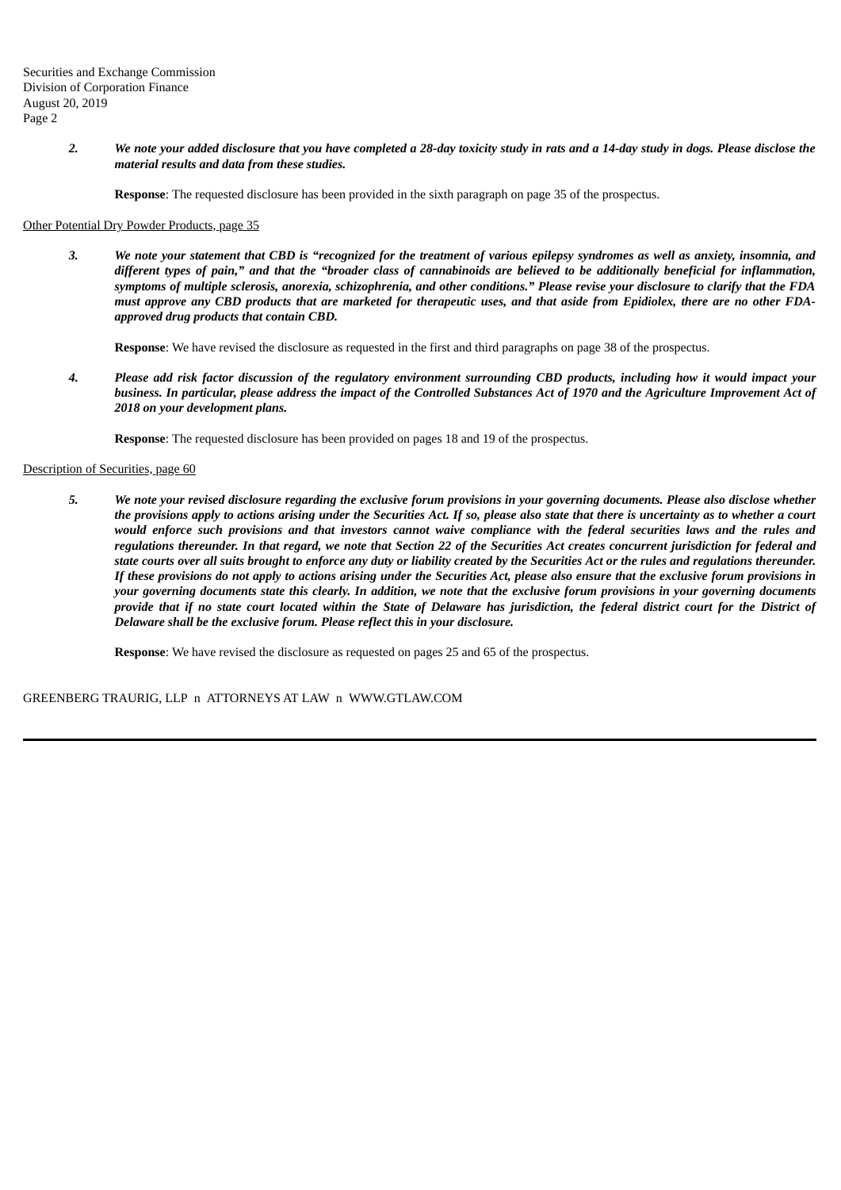2. ***We note your added disclosure that you have completed a 28-day toxicity study in rats and a 14-day study in dogs. Please disclose the material results and data from these studies.***

   **Response**: The requested disclosure has been provided in the sixth paragraph on page 35 of the prospectus.

Other Potential Dry Powder Products, page 35

3. ***We note your statement that CBD is "recognized for the treatment of various epilepsy syndromes as well as anxiety, insomnia, and different types of pain," and that the "broader class of cannabinoids are believed to be additionally beneficial for inflammation, symptoms of multiple sclerosis, anorexia, schizophrenia, and other conditions." Please revise your disclosure to clarify that the FDA must approve any CBD products that are marketed for therapeutic uses, and that aside from Epidiolex, there are no other FDA-approved drug products that contain CBD.***

   **Response**: We have revised the disclosure as requested in the first and third paragraphs on page 38 of the prospectus.

4. ***Please add risk factor discussion of the regulatory environment surrounding CBD products, including how it would impact your business. In particular, please address the impact of the Controlled Substances Act of 1970 and the Agriculture Improvement Act of 2018 on your development plans.***

   **Response**: The requested disclosure has been provided on pages 18 and 19 of the prospectus.

Description of Securities, page 60

5. ***We note your revised disclosure regarding the exclusive forum provisions in your governing documents. Please also disclose whether the provisions apply to actions arising under the Securities Act. If so, please also state that there is uncertainty as to whether a court would enforce such provisions and that investors cannot waive compliance with the federal securities laws and the rules and regulations thereunder. In that regard, we note that Section 22 of the Securities Act creates concurrent jurisdiction for federal and state courts over all suits brought to enforce any duty or liability created by the Securities Act or the rules and regulations thereunder. If these provisions do not apply to actions arising under the Securities Act, please also ensure that the exclusive forum provisions in your governing documents state this clearly. In addition, we note that the exclusive forum provisions in your governing documents provide that if no state court located within the State of Delaware has jurisdiction, the federal district court for the District of Delaware shall be the exclusive forum. Please reflect this in your disclosure.***

   **Response**: We have revised the disclosure as requested on pages 25 and 65 of the prospectus.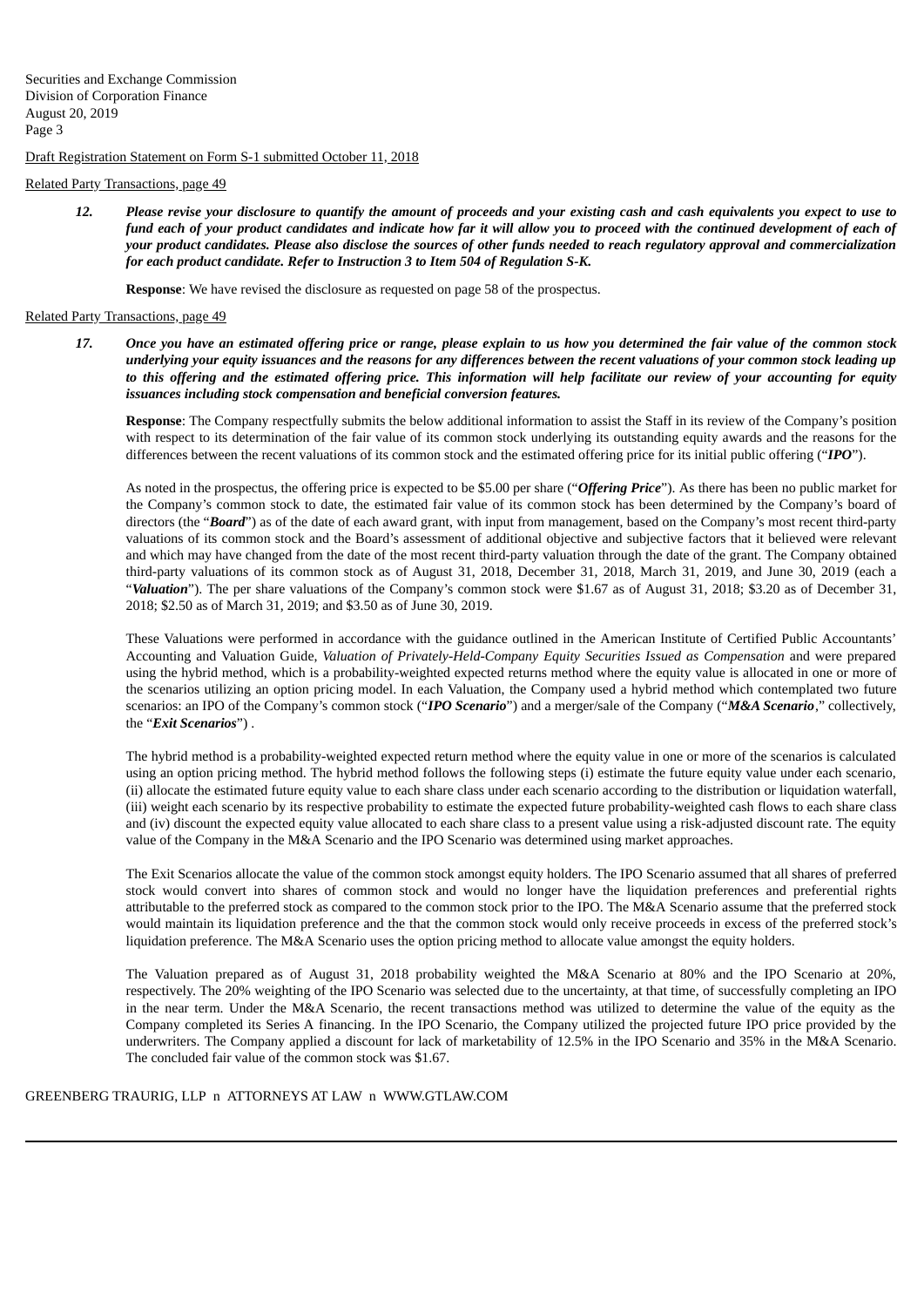Draft Registration Statement on Form S-1 submitted October 11, 2018

Related Party Transactions, page 49

> *12.* ***Please revise your disclosure to quantify the amount of proceeds and your existing cash and cash equivalents you expect to use to fund each of your product candidates and indicate how far it will allow you to proceed with the continued development of each of your product candidates. Please also disclose the sources of other funds needed to reach regulatory approval and commercialization for each product candidate. Refer to Instruction 3 to Item 504 of Regulation S-K.***
>
> **Response**: We have revised the disclosure as requested on page 58 of the prospectus.

Related Party Transactions, page 49

> *17.* ***Once you have an estimated offering price or range, please explain to us how you determined the fair value of the common stock underlying your equity issuances and the reasons for any differences between the recent valuations of your common stock leading up to this offering and the estimated offering price. This information will help facilitate our review of your accounting for equity issuances including stock compensation and beneficial conversion features.***
>
> **Response**: The Company respectfully submits the below additional information to assist the Staff in its review of the Company's position with respect to its determination of the fair value of its common stock underlying its outstanding equity awards and the reasons for the differences between the recent valuations of its common stock and the estimated offering price for its initial public offering ("***IPO***").
>
> As noted in the prospectus, the offering price is expected to be $5.00 per share ("***Offering Price***"). As there has been no public market for the Company's common stock to date, the estimated fair value of its common stock has been determined by the Company's board of directors (the "***Board***") as of the date of each award grant, with input from management, based on the Company's most recent third-party valuations of its common stock and the Board's assessment of additional objective and subjective factors that it believed were relevant and which may have changed from the date of the most recent third-party valuation through the date of the grant. The Company obtained third-party valuations of its common stock as of August 31, 2018, December 31, 2018, March 31, 2019, and June 30, 2019 (each a "***Valuation***"). The per share valuations of the Company's common stock were $1.67 as of August 31, 2018; $3.20 as of December 31, 2018; $2.50 as of March 31, 2019; and $3.50 as of June 30, 2019.
>
> These Valuations were performed in accordance with the guidance outlined in the American Institute of Certified Public Accountants' Accounting and Valuation Guide, *Valuation of Privately-Held-Company Equity Securities Issued as Compensation* and were prepared using the hybrid method, which is a probability-weighted expected returns method where the equity value is allocated in one or more of the scenarios utilizing an option pricing model. In each Valuation, the Company used a hybrid method which contemplated two future scenarios: an IPO of the Company's common stock ("***IPO Scenario***") and a merger/sale of the Company ("***M&A Scenario***," collectively, the "***Exit Scenarios***") .
>
> The hybrid method is a probability-weighted expected return method where the equity value in one or more of the scenarios is calculated using an option pricing method. The hybrid method follows the following steps (i) estimate the future equity value under each scenario, (ii) allocate the estimated future equity value to each share class under each scenario according to the distribution or liquidation waterfall, (iii) weight each scenario by its respective probability to estimate the expected future probability-weighted cash flows to each share class and (iv) discount the expected equity value allocated to each share class to a present value using a risk-adjusted discount rate. The equity value of the Company in the M&A Scenario and the IPO Scenario was determined using market approaches.
>
> The Exit Scenarios allocate the value of the common stock amongst equity holders. The IPO Scenario assumed that all shares of preferred stock would convert into shares of common stock and would no longer have the liquidation preferences and preferential rights attributable to the preferred stock as compared to the common stock prior to the IPO. The M&A Scenario assume that the preferred stock would maintain its liquidation preference and the that the common stock would only receive proceeds in excess of the preferred stock's liquidation preference. The M&A Scenario uses the option pricing method to allocate value amongst the equity holders.
>
> The Valuation prepared as of August 31, 2018 probability weighted the M&A Scenario at 80% and the IPO Scenario at 20%, respectively. The 20% weighting of the IPO Scenario was selected due to the uncertainty, at that time, of successfully completing an IPO in the near term. Under the M&A Scenario, the recent transactions method was utilized to determine the value of the equity as the Company completed its Series A financing. In the IPO Scenario, the Company utilized the projected future IPO price provided by the underwriters. The Company applied a discount for lack of marketability of 12.5% in the IPO Scenario and 35% in the M&A Scenario. The concluded fair value of the common stock was $1.67.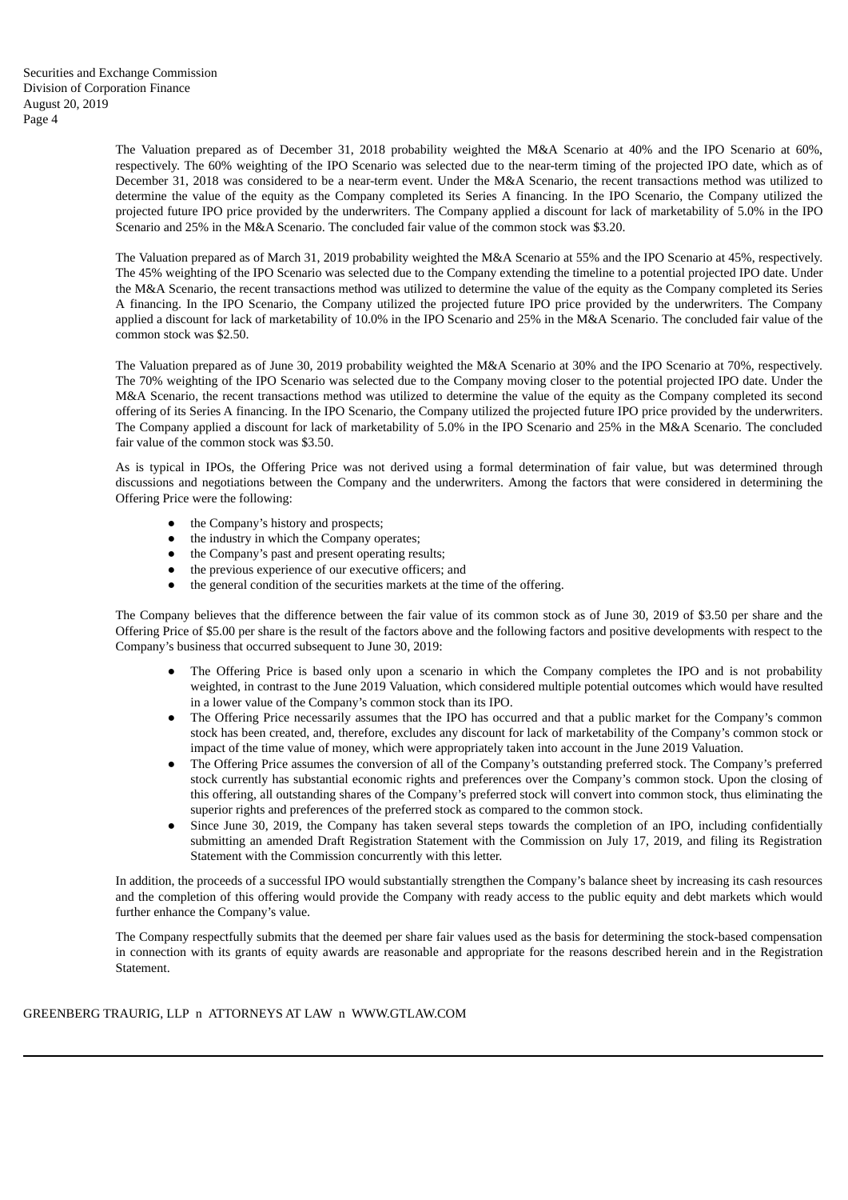The Valuation prepared as of December 31, 2018 probability weighted the M&A Scenario at 40% and the IPO Scenario at 60%, respectively. The 60% weighting of the IPO Scenario was selected due to the near-term timing of the projected IPO date, which as of December 31, 2018 was considered to be a near-term event. Under the M&A Scenario, the recent transactions method was utilized to determine the value of the equity as the Company completed its Series A financing. In the IPO Scenario, the Company utilized the projected future IPO price provided by the underwriters. The Company applied a discount for lack of marketability of 5.0% in the IPO Scenario and 25% in the M&A Scenario. The concluded fair value of the common stock was $3.20.

The Valuation prepared as of March 31, 2019 probability weighted the M&A Scenario at 55% and the IPO Scenario at 45%, respectively. The 45% weighting of the IPO Scenario was selected due to the Company extending the timeline to a potential projected IPO date. Under the M&A Scenario, the recent transactions method was utilized to determine the value of the equity as the Company completed its Series A financing. In the IPO Scenario, the Company utilized the projected future IPO price provided by the underwriters. The Company applied a discount for lack of marketability of 10.0% in the IPO Scenario and 25% in the M&A Scenario. The concluded fair value of the common stock was $2.50.

The Valuation prepared as of June 30, 2019 probability weighted the M&A Scenario at 30% and the IPO Scenario at 70%, respectively. The 70% weighting of the IPO Scenario was selected due to the Company moving closer to the potential projected IPO date. Under the M&A Scenario, the recent transactions method was utilized to determine the value of the equity as the Company completed its second offering of its Series A financing. In the IPO Scenario, the Company utilized the projected future IPO price provided by the underwriters. The Company applied a discount for lack of marketability of 5.0% in the IPO Scenario and 25% in the M&A Scenario. The concluded fair value of the common stock was $3.50.

As is typical in IPOs, the Offering Price was not derived using a formal determination of fair value, but was determined through discussions and negotiations between the Company and the underwriters. Among the factors that were considered in determining the Offering Price were the following:

- the Company's history and prospects;
- the industry in which the Company operates;
- the Company's past and present operating results;
- the previous experience of our executive officers; and
- the general condition of the securities markets at the time of the offering.

The Company believes that the difference between the fair value of its common stock as of June 30, 2019 of $3.50 per share and the Offering Price of $5.00 per share is the result of the factors above and the following factors and positive developments with respect to the Company's business that occurred subsequent to June 30, 2019:

- The Offering Price is based only upon a scenario in which the Company completes the IPO and is not probability weighted, in contrast to the June 2019 Valuation, which considered multiple potential outcomes which would have resulted in a lower value of the Company's common stock than its IPO.
- The Offering Price necessarily assumes that the IPO has occurred and that a public market for the Company's common stock has been created, and, therefore, excludes any discount for lack of marketability of the Company's common stock or impact of the time value of money, which were appropriately taken into account in the June 2019 Valuation.
- The Offering Price assumes the conversion of all of the Company's outstanding preferred stock. The Company's preferred stock currently has substantial economic rights and preferences over the Company's common stock. Upon the closing of this offering, all outstanding shares of the Company's preferred stock will convert into common stock, thus eliminating the superior rights and preferences of the preferred stock as compared to the common stock.
- Since June 30, 2019, the Company has taken several steps towards the completion of an IPO, including confidentially submitting an amended Draft Registration Statement with the Commission on July 17, 2019, and filing its Registration Statement with the Commission concurrently with this letter.

In addition, the proceeds of a successful IPO would substantially strengthen the Company's balance sheet by increasing its cash resources and the completion of this offering would provide the Company with ready access to the public equity and debt markets which would further enhance the Company's value.

The Company respectfully submits that the deemed per share fair values used as the basis for determining the stock-based compensation in connection with its grants of equity awards are reasonable and appropriate for the reasons described herein and in the Registration Statement.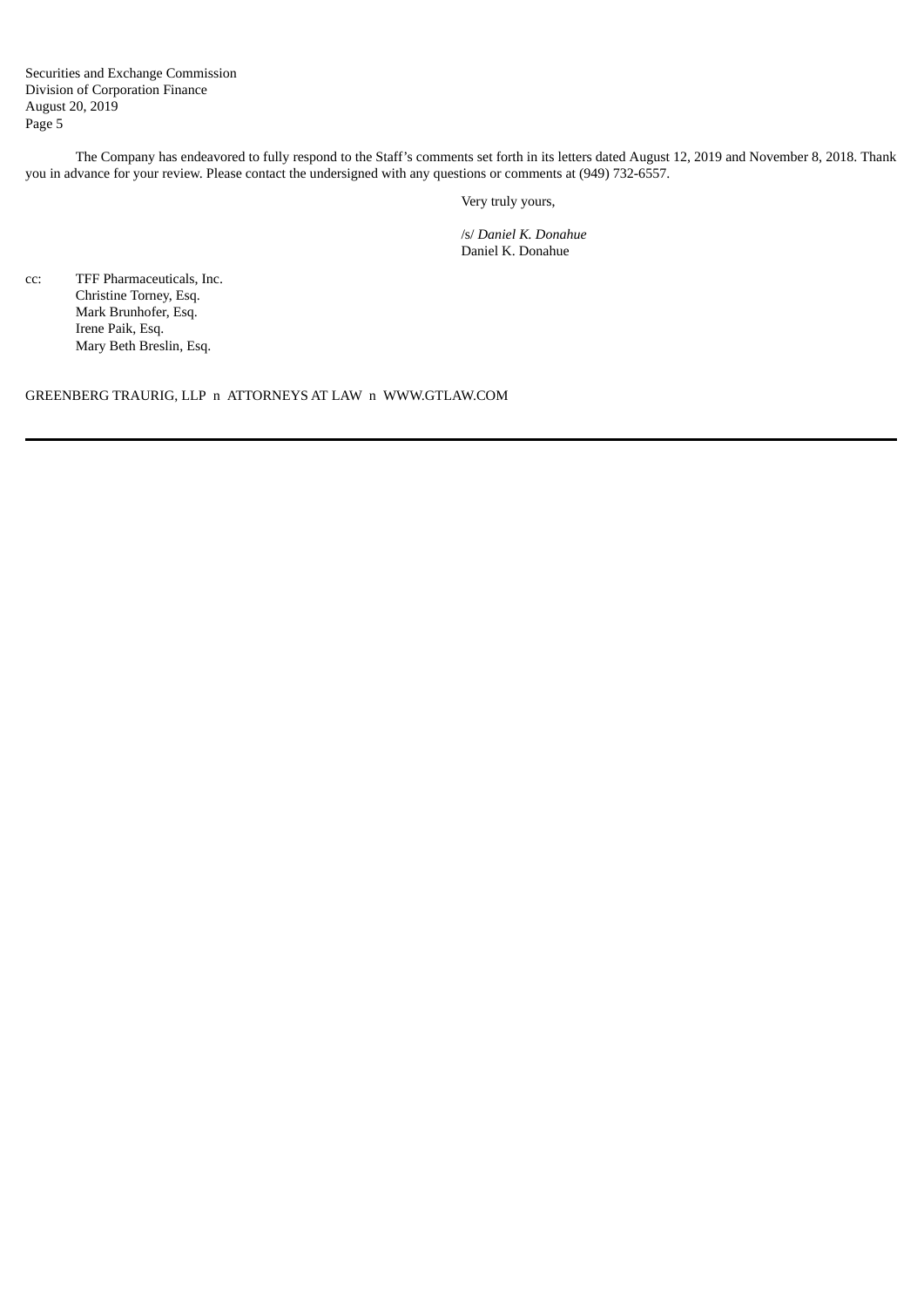Securities and Exchange Commission
Division of Corporation Finance
August 20, 2019

The Company has endeavored to fully respond to the Staff's comments set forth in its letters dated August 12, 2019 and November 8, 2018. Thank you in advance for your review. Please contact the undersigned with any questions or comments at (949) 732-6557.

Very truly yours,

/s/ *Daniel K. Donahue*
Daniel K. Donahue

cc: TFF Pharmaceuticals, Inc.
Christine Torney, Esq.
Mark Brunhofer, Esq.
Irene Paik, Esq.
Mary Beth Breslin, Esq.

GREENBERG TRAURIG, LLP n ATTORNEYS AT LAW n WWW.GTLAW.COM